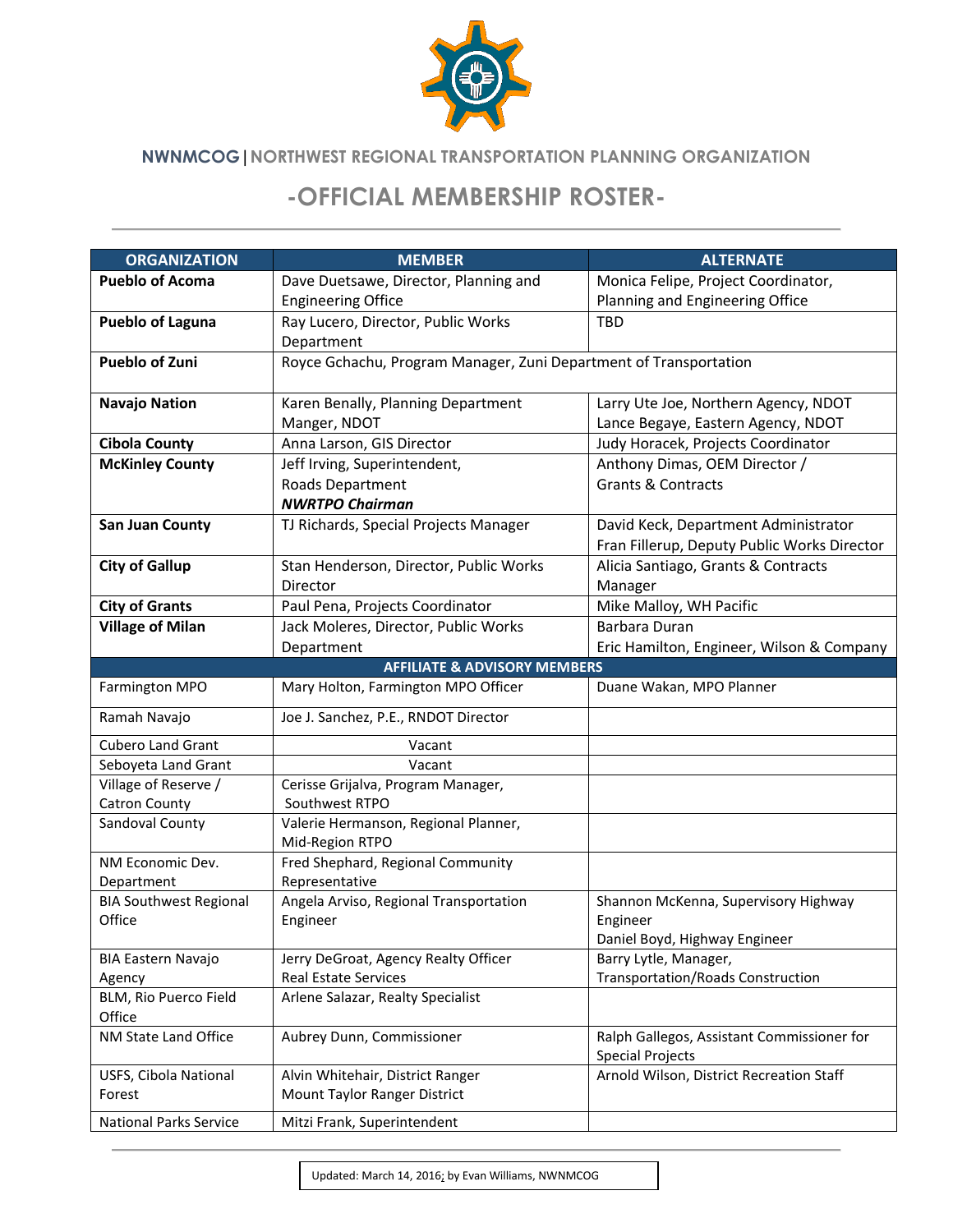**NWNMCOG | NORTHWEST REGIONAL TRANSPORTATION PLANNING ORGANIZATION**

# -OFFICIAL MEMBERSHIP ROSTER-

| ORGANIZATION | MEMBER | ALTERNATE |
|---|---|---|
| **Pueblo of Acoma** | Dave Duetsawe, Director, Planning and Engineering Office | Monica Felipe, Project Coordinator, Planning and Engineering Office |
| **Pueblo of Laguna** | Ray Lucero, Director, Public Works Department | TBD |
| **Pueblo of Zuni** | Royce Gchachu, Program Manager, Zuni Department of Transportation | |
| **Navajo Nation** | Karen Benally, Planning Department Manger, NDOT | Larry Ute Joe, Northern Agency, NDOT<br>Lance Begaye, Eastern Agency, NDOT |
| **Cibola County** | Anna Larson, GIS Director | Judy Horacek, Projects Coordinator |
| **McKinley County** | Jeff Irving, Superintendent, Roads Department<br>***NWRTPO Chairman*** | Anthony Dimas, OEM Director / Grants & Contracts |
| **San Juan County** | TJ Richards, Special Projects Manager | David Keck, Department Administrator<br>Fran Fillerup, Deputy Public Works Director |
| **City of Gallup** | Stan Henderson, Director, Public Works Director | Alicia Santiago, Grants & Contracts Manager |
| **City of Grants** | Paul Pena, Projects Coordinator | Mike Malloy, WH Pacific |
| **Village of Milan** | Jack Moleres, Director, Public Works Department | Barbara Duran<br>Eric Hamilton, Engineer, Wilson & Company |
| **AFFILIATE & ADVISORY MEMBERS** | | |
| Farmington MPO | Mary Holton, Farmington MPO Officer | Duane Wakan, MPO Planner |
| Ramah Navajo | Joe J. Sanchez, P.E., RNDOT Director | |
| Cubero Land Grant | Vacant | |
| Seboyeta Land Grant | Vacant | |
| Village of Reserve / Catron County | Cerisse Grijalva, Program Manager, Southwest RTPO | |
| Sandoval County | Valerie Hermanson, Regional Planner, Mid-Region RTPO | |
| NM Economic Dev. Department | Fred Shephard, Regional Community Representative | |
| BIA Southwest Regional Office | Angela Arviso, Regional Transportation Engineer | Shannon McKenna, Supervisory Highway Engineer<br>Daniel Boyd, Highway Engineer |
| BIA Eastern Navajo Agency | Jerry DeGroat, Agency Realty Officer Real Estate Services | Barry Lytle, Manager, Transportation/Roads Construction |
| BLM, Rio Puerco Field Office | Arlene Salazar, Realty Specialist | |
| NM State Land Office | Aubrey Dunn, Commissioner | Ralph Gallegos, Assistant Commissioner for Special Projects |
| USFS, Cibola National Forest | Alvin Whitehair, District Ranger Mount Taylor Ranger District | Arnold Wilson, District Recreation Staff |
| National Parks Service | Mitzi Frank, Superintendent | |

Updated: March 14, 2016; by Evan Williams, NWNMCOG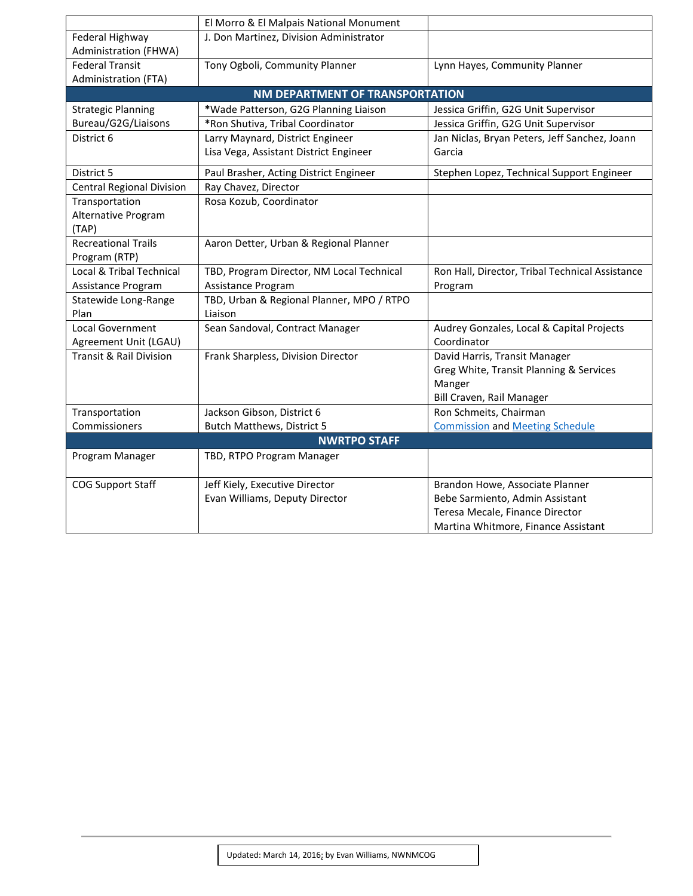| | | |
|---|---|---|
| | El Morro & El Malpais National Monument | |
| Federal Highway Administration (FHWA) | J. Don Martinez, Division Administrator | |
| Federal Transit Administration (FTA) | Tony Ogboli, Community Planner | Lynn Hayes, Community Planner |
| **NM DEPARTMENT OF TRANSPORTATION** | | |
| Strategic Planning Bureau/G2G/Liaisons | *Wade Patterson, G2G Planning Liaison | Jessica Griffin, G2G Unit Supervisor |
| | *Ron Shutiva, Tribal Coordinator | Jessica Griffin, G2G Unit Supervisor |
| District 6 | Larry Maynard, District Engineer<br>Lisa Vega, Assistant District Engineer | Jan Niclas, Bryan Peters, Jeff Sanchez, Joann Garcia |
| District 5 | Paul Brasher, Acting District Engineer | Stephen Lopez, Technical Support Engineer |
| Central Regional Division | Ray Chavez, Director | |
| Transportation Alternative Program (TAP) | Rosa Kozub, Coordinator | |
| Recreational Trails Program (RTP) | Aaron Detter, Urban & Regional Planner | |
| Local & Tribal Technical Assistance Program | TBD, Program Director, NM Local Technical Assistance Program | Ron Hall, Director, Tribal Technical Assistance Program |
| Statewide Long-Range Plan | TBD, Urban & Regional Planner, MPO / RTPO Liaison | |
| Local Government Agreement Unit (LGAU) | Sean Sandoval, Contract Manager | Audrey Gonzales, Local & Capital Projects Coordinator |
| Transit & Rail Division | Frank Sharpless, Division Director | David Harris, Transit Manager<br>Greg White, Transit Planning & Services Manger<br>Bill Craven, Rail Manager |
| Transportation Commissioners | Jackson Gibson, District 6<br>Butch Matthews, District 5 | Ron Schmeits, Chairman<br>Commission and Meeting Schedule |
| **NWRTPO STAFF** | | |
| Program Manager | TBD, RTPO Program Manager | |
| COG Support Staff | Jeff Kiely, Executive Director<br>Evan Williams, Deputy Director | Brandon Howe, Associate Planner<br>Bebe Sarmiento, Admin Assistant<br>Teresa Mecale, Finance Director<br>Martina Whitmore, Finance Assistant |

Updated: March 14, 2016; by Evan Williams, NWNMCOG